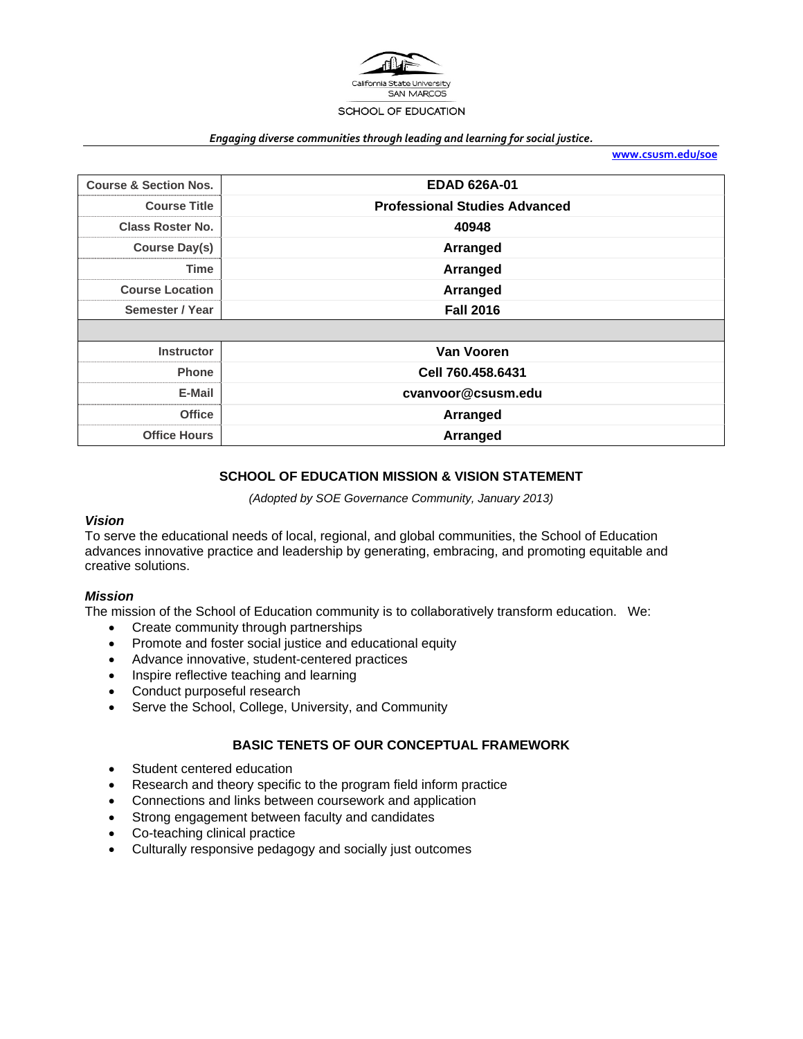California State University
SAN MARCOS

SCHOOL OF EDUCATION

*Engaging diverse communities through leading and learning for social justice.*

www.csusm.edu/soe

| Course & Section Nos. | EDAD 626A-01 |
|---|---|
| Course Title | Professional Studies Advanced |
| Class Roster No. | 40948 |
| Course Day(s) | Arranged |
| Time | Arranged |
| Course Location | Arranged |
| Semester / Year | Fall 2016 |
| | |
| Instructor | Van Vooren |
| Phone | Cell 760.458.6431 |
| E-Mail | cvanvoor@csusm.edu |
| Office | Arranged |
| Office Hours | Arranged |

## SCHOOL OF EDUCATION MISSION & VISION STATEMENT

*(Adopted by SOE Governance Community, January 2013)*

### *Vision*

To serve the educational needs of local, regional, and global communities, the School of Education advances innovative practice and leadership by generating, embracing, and promoting equitable and creative solutions.

### *Mission*

The mission of the School of Education community is to collaboratively transform education. We:

- Create community through partnerships
- Promote and foster social justice and educational equity
- Advance innovative, student-centered practices
- Inspire reflective teaching and learning
- Conduct purposeful research
- Serve the School, College, University, and Community

## BASIC TENETS OF OUR CONCEPTUAL FRAMEWORK

- Student centered education
- Research and theory specific to the program field inform practice
- Connections and links between coursework and application
- Strong engagement between faculty and candidates
- Co-teaching clinical practice
- Culturally responsive pedagogy and socially just outcomes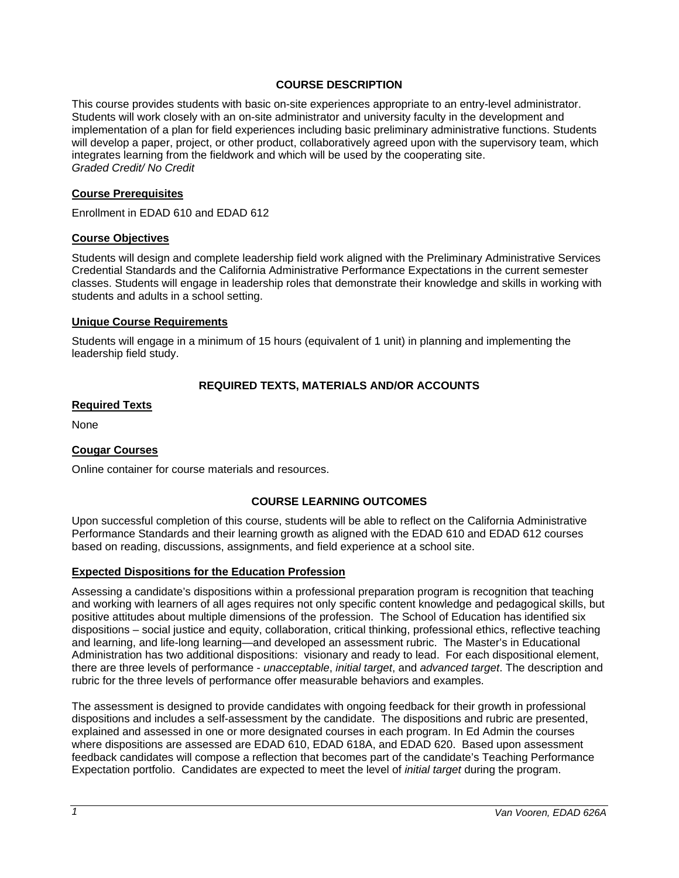## COURSE DESCRIPTION

This course provides students with basic on-site experiences appropriate to an entry-level administrator. Students will work closely with an on-site administrator and university faculty in the development and implementation of a plan for field experiences including basic preliminary administrative functions. Students will develop a paper, project, or other product, collaboratively agreed upon with the supervisory team, which integrates learning from the fieldwork and which will be used by the cooperating site.
*Graded Credit/ No Credit*

### Course Prerequisites

Enrollment in EDAD 610 and EDAD 612

### Course Objectives

Students will design and complete leadership field work aligned with the Preliminary Administrative Services Credential Standards and the California Administrative Performance Expectations in the current semester classes. Students will engage in leadership roles that demonstrate their knowledge and skills in working with students and adults in a school setting.

### Unique Course Requirements

Students will engage in a minimum of 15 hours (equivalent of 1 unit) in planning and implementing the leadership field study.

## REQUIRED TEXTS, MATERIALS AND/OR ACCOUNTS

### Required Texts

None

### Cougar Courses

Online container for course materials and resources.

## COURSE LEARNING OUTCOMES

Upon successful completion of this course, students will be able to reflect on the California Administrative Performance Standards and their learning growth as aligned with the EDAD 610 and EDAD 612 courses based on reading, discussions, assignments, and field experience at a school site.

### Expected Dispositions for the Education Profession

Assessing a candidate's dispositions within a professional preparation program is recognition that teaching and working with learners of all ages requires not only specific content knowledge and pedagogical skills, but positive attitudes about multiple dimensions of the profession. The School of Education has identified six dispositions – social justice and equity, collaboration, critical thinking, professional ethics, reflective teaching and learning, and life-long learning—and developed an assessment rubric. The Master's in Educational Administration has two additional dispositions: visionary and ready to lead. For each dispositional element, there are three levels of performance - *unacceptable*, *initial target*, and *advanced target*. The description and rubric for the three levels of performance offer measurable behaviors and examples.

The assessment is designed to provide candidates with ongoing feedback for their growth in professional dispositions and includes a self-assessment by the candidate. The dispositions and rubric are presented, explained and assessed in one or more designated courses in each program. In Ed Admin the courses where dispositions are assessed are EDAD 610, EDAD 618A, and EDAD 620. Based upon assessment feedback candidates will compose a reflection that becomes part of the candidate's Teaching Performance Expectation portfolio. Candidates are expected to meet the level of *initial target* during the program.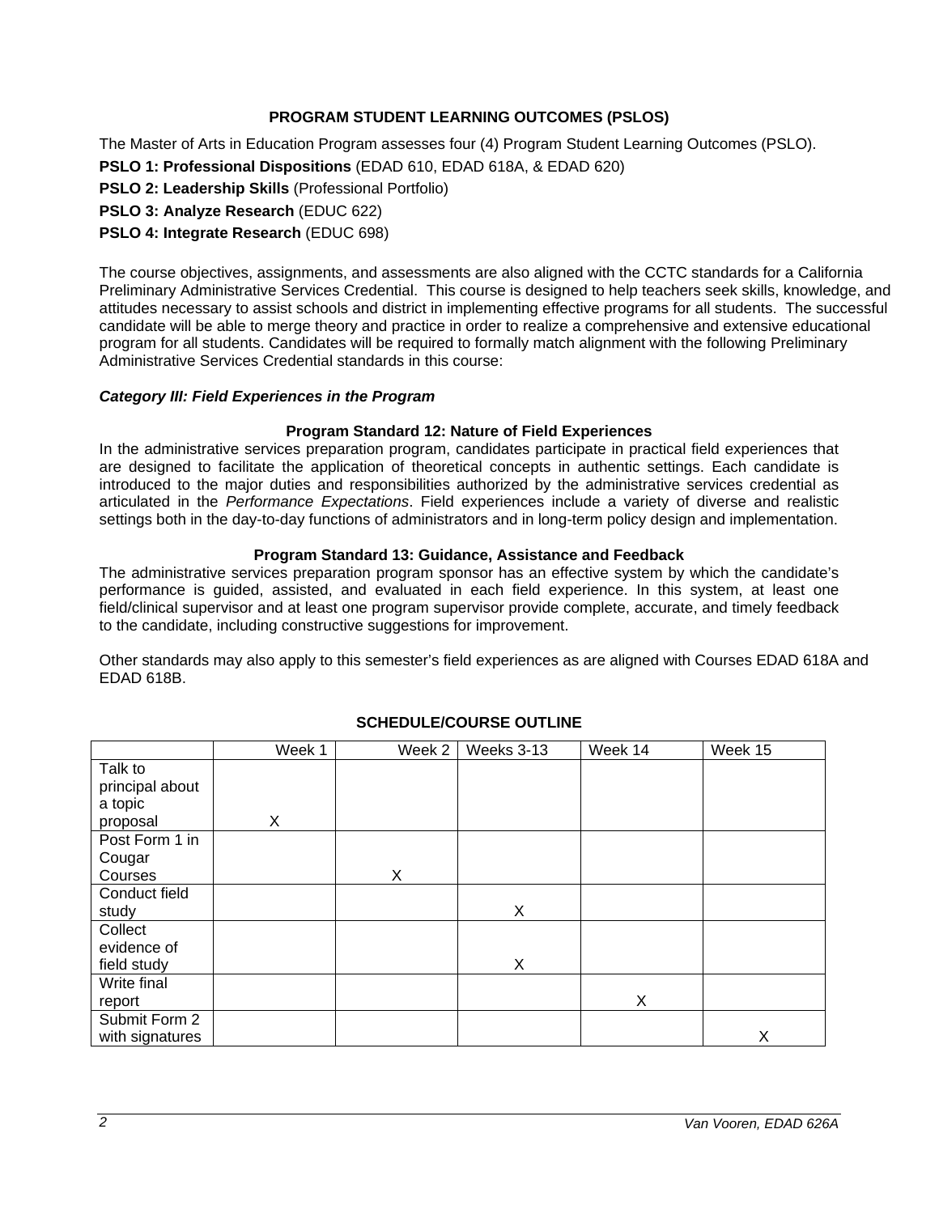## PROGRAM STUDENT LEARNING OUTCOMES (PSLOS)

The Master of Arts in Education Program assesses four (4) Program Student Learning Outcomes (PSLO).

**PSLO 1: Professional Dispositions** (EDAD 610, EDAD 618A, & EDAD 620)

**PSLO 2: Leadership Skills** (Professional Portfolio)

**PSLO 3: Analyze Research** (EDUC 622)

**PSLO 4: Integrate Research** (EDUC 698)

The course objectives, assignments, and assessments are also aligned with the CCTC standards for a California Preliminary Administrative Services Credential. This course is designed to help teachers seek skills, knowledge, and attitudes necessary to assist schools and district in implementing effective programs for all students. The successful candidate will be able to merge theory and practice in order to realize a comprehensive and extensive educational program for all students. Candidates will be required to formally match alignment with the following Preliminary Administrative Services Credential standards in this course:

***Category III: Field Experiences in the Program***

**Program Standard 12: Nature of Field Experiences**

In the administrative services preparation program, candidates participate in practical field experiences that are designed to facilitate the application of theoretical concepts in authentic settings. Each candidate is introduced to the major duties and responsibilities authorized by the administrative services credential as articulated in the *Performance Expectations*. Field experiences include a variety of diverse and realistic settings both in the day-to-day functions of administrators and in long-term policy design and implementation.

**Program Standard 13: Guidance, Assistance and Feedback**

The administrative services preparation program sponsor has an effective system by which the candidate's performance is guided, assisted, and evaluated in each field experience. In this system, at least one field/clinical supervisor and at least one program supervisor provide complete, accurate, and timely feedback to the candidate, including constructive suggestions for improvement.

Other standards may also apply to this semester's field experiences as are aligned with Courses EDAD 618A and EDAD 618B.

## SCHEDULE/COURSE OUTLINE

| | Week 1 | Week 2 | Weeks 3-13 | Week 14 | Week 15 |
|---|---|---|---|---|---|
| Talk to principal about a topic proposal | X | | | | |
| Post Form 1 in Cougar Courses | | X | | | |
| Conduct field study | | | X | | |
| Collect evidence of field study | | | X | | |
| Write final report | | | | X | |
| Submit Form 2 with signatures | | | | | X |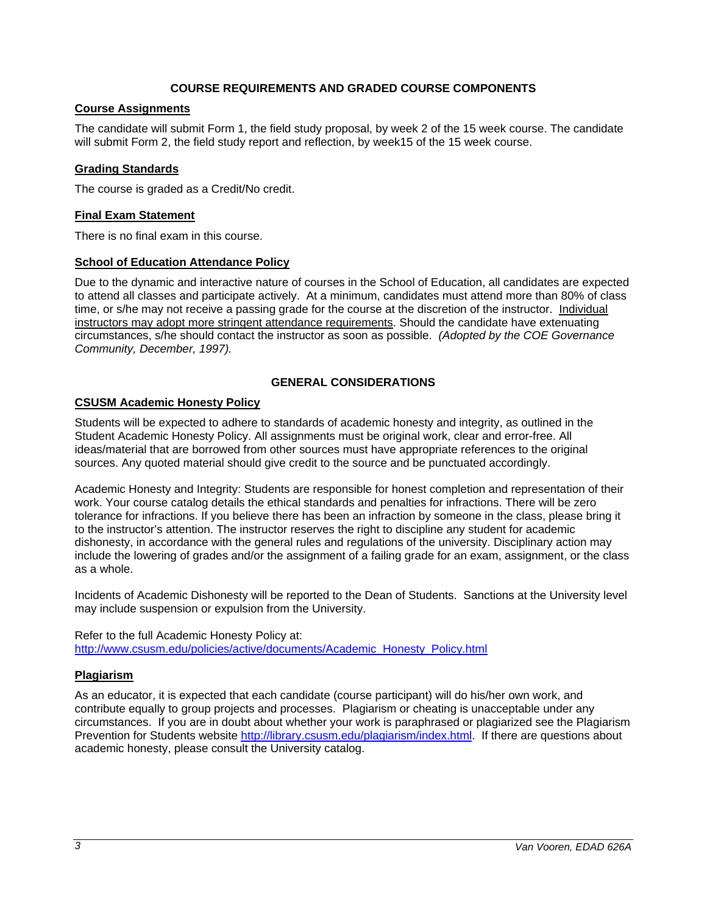## COURSE REQUIREMENTS AND GRADED COURSE COMPONENTS

### Course Assignments

The candidate will submit Form 1, the field study proposal, by week 2 of the 15 week course. The candidate will submit Form 2, the field study report and reflection, by week15 of the 15 week course.

### Grading Standards

The course is graded as a Credit/No credit.

### Final Exam Statement

There is no final exam in this course.

### School of Education Attendance Policy

Due to the dynamic and interactive nature of courses in the School of Education, all candidates are expected to attend all classes and participate actively. At a minimum, candidates must attend more than 80% of class time, or s/he may not receive a passing grade for the course at the discretion of the instructor. Individual instructors may adopt more stringent attendance requirements. Should the candidate have extenuating circumstances, s/he should contact the instructor as soon as possible. *(Adopted by the COE Governance Community, December, 1997).*

## GENERAL CONSIDERATIONS

### CSUSM Academic Honesty Policy

Students will be expected to adhere to standards of academic honesty and integrity, as outlined in the Student Academic Honesty Policy. All assignments must be original work, clear and error-free. All ideas/material that are borrowed from other sources must have appropriate references to the original sources. Any quoted material should give credit to the source and be punctuated accordingly.

Academic Honesty and Integrity: Students are responsible for honest completion and representation of their work. Your course catalog details the ethical standards and penalties for infractions. There will be zero tolerance for infractions. If you believe there has been an infraction by someone in the class, please bring it to the instructor's attention. The instructor reserves the right to discipline any student for academic dishonesty, in accordance with the general rules and regulations of the university. Disciplinary action may include the lowering of grades and/or the assignment of a failing grade for an exam, assignment, or the class as a whole.

Incidents of Academic Dishonesty will be reported to the Dean of Students. Sanctions at the University level may include suspension or expulsion from the University.

Refer to the full Academic Honesty Policy at:
http://www.csusm.edu/policies/active/documents/Academic_Honesty_Policy.html

### Plagiarism

As an educator, it is expected that each candidate (course participant) will do his/her own work, and contribute equally to group projects and processes. Plagiarism or cheating is unacceptable under any circumstances. If you are in doubt about whether your work is paraphrased or plagiarized see the Plagiarism Prevention for Students website http://library.csusm.edu/plagiarism/index.html. If there are questions about academic honesty, please consult the University catalog.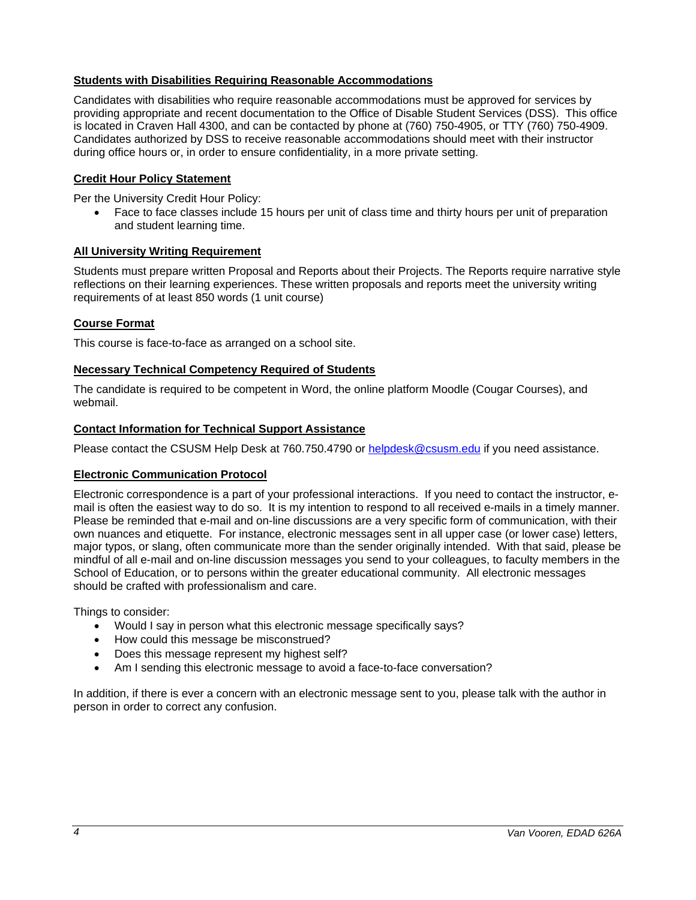### Students with Disabilities Requiring Reasonable Accommodations

Candidates with disabilities who require reasonable accommodations must be approved for services by providing appropriate and recent documentation to the Office of Disable Student Services (DSS). This office is located in Craven Hall 4300, and can be contacted by phone at (760) 750-4905, or TTY (760) 750-4909. Candidates authorized by DSS to receive reasonable accommodations should meet with their instructor during office hours or, in order to ensure confidentiality, in a more private setting.

### Credit Hour Policy Statement

Per the University Credit Hour Policy:

- Face to face classes include 15 hours per unit of class time and thirty hours per unit of preparation and student learning time.

### All University Writing Requirement

Students must prepare written Proposal and Reports about their Projects. The Reports require narrative style reflections on their learning experiences. These written proposals and reports meet the university writing requirements of at least 850 words (1 unit course)

### Course Format

This course is face-to-face as arranged on a school site.

### Necessary Technical Competency Required of Students

The candidate is required to be competent in Word, the online platform Moodle (Cougar Courses), and webmail.

### Contact Information for Technical Support Assistance

Please contact the CSUSM Help Desk at 760.750.4790 or helpdesk@csusm.edu if you need assistance.

### Electronic Communication Protocol

Electronic correspondence is a part of your professional interactions. If you need to contact the instructor, e-mail is often the easiest way to do so. It is my intention to respond to all received e-mails in a timely manner. Please be reminded that e-mail and on-line discussions are a very specific form of communication, with their own nuances and etiquette. For instance, electronic messages sent in all upper case (or lower case) letters, major typos, or slang, often communicate more than the sender originally intended. With that said, please be mindful of all e-mail and on-line discussion messages you send to your colleagues, to faculty members in the School of Education, or to persons within the greater educational community. All electronic messages should be crafted with professionalism and care.

Things to consider:

- Would I say in person what this electronic message specifically says?
- How could this message be misconstrued?
- Does this message represent my highest self?
- Am I sending this electronic message to avoid a face-to-face conversation?

In addition, if there is ever a concern with an electronic message sent to you, please talk with the author in person in order to correct any confusion.